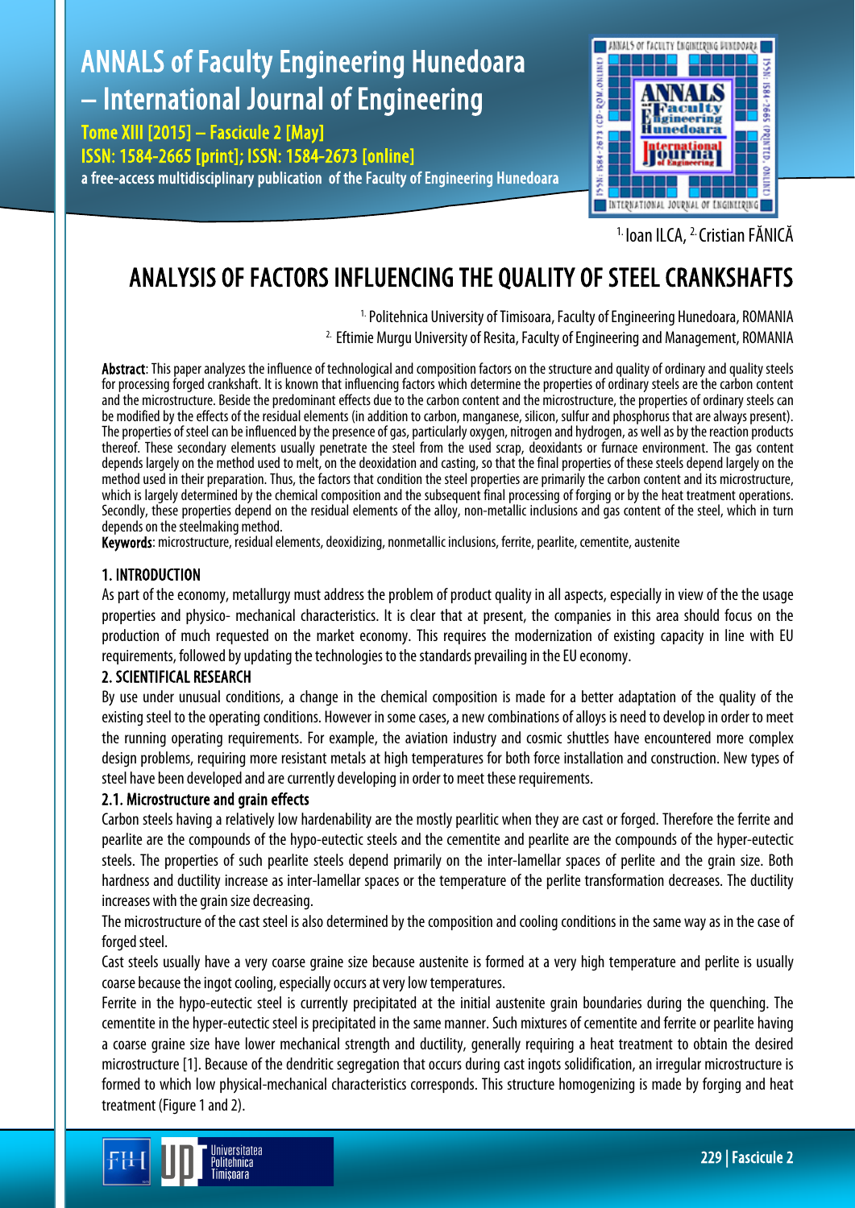[1.] Ioan ILCA, [2.] Cristian FĂNICĂ

# ANALYSIS OF FACTORS INFLUENCING THE QUALITY OF STEEL CRANKSHAFTS

[1.] Politehnica University of Timisoara, Faculty of Engineering Hunedoara, ROMANIA
[2.] Eftimie Murgu University of Resita, Faculty of Engineering and Management, ROMANIA

**Abstract**: This paper analyzes the influence of technological and composition factors on the structure and quality of ordinary and quality steels for processing forged crankshaft. It is known that influencing factors which determine the properties of ordinary steels are the carbon content and the microstructure. Beside the predominant effects due to the carbon content and the microstructure, the properties of ordinary steels can be modified by the effects of the residual elements (in addition to carbon, manganese, silicon, sulfur and phosphorus that are always present). The properties of steel can be influenced by the presence of gas, particularly oxygen, nitrogen and hydrogen, as well as by the reaction products thereof. These secondary elements usually penetrate the steel from the used scrap, deoxidants or furnace environment. The gas content depends largely on the method used to melt, on the deoxidation and casting, so that the final properties of these steels depend largely on the method used in their preparation. Thus, the factors that condition the steel properties are primarily the carbon content and its microstructure, which is largely determined by the chemical composition and the subsequent final processing of forging or by the heat treatment operations. Secondly, these properties depend on the residual elements of the alloy, non-metallic inclusions and gas content of the steel, which in turn depends on the steelmaking method.

**Keywords**: microstructure, residual elements, deoxidizing, nonmetallic inclusions, ferrite, pearlite, cementite, austenite

## 1. INTRODUCTION

As part of the economy, metallurgy must address the problem of product quality in all aspects, especially in view of the the usage properties and physico- mechanical characteristics. It is clear that at present, the companies in this area should focus on the production of much requested on the market economy. This requires the modernization of existing capacity in line with EU requirements, followed by updating the technologies to the standards prevailing in the EU economy.

## 2. SCIENTIFICAL RESEARCH

By use under unusual conditions, a change in the chemical composition is made for a better adaptation of the quality of the existing steel to the operating conditions. However in some cases, a new combinations of alloys is need to develop in order to meet the running operating requirements. For example, the aviation industry and cosmic shuttles have encountered more complex design problems, requiring more resistant metals at high temperatures for both force installation and construction. New types of steel have been developed and are currently developing in order to meet these requirements.

### 2.1. Microstructure and grain effects

Carbon steels having a relatively low hardenability are the mostly pearlitic when they are cast or forged. Therefore the ferrite and pearlite are the compounds of the hypo-eutectic steels and the cementite and pearlite are the compounds of the hyper-eutectic steels. The properties of such pearlite steels depend primarily on the inter-lamellar spaces of perlite and the grain size. Both hardness and ductility increase as inter-lamellar spaces or the temperature of the perlite transformation decreases. The ductility increases with the grain size decreasing.

The microstructure of the cast steel is also determined by the composition and cooling conditions in the same way as in the case of forged steel.

Cast steels usually have a very coarse graine size because austenite is formed at a very high temperature and perlite is usually coarse because the ingot cooling, especially occurs at very low temperatures.

Ferrite in the hypo-eutectic steel is currently precipitated at the initial austenite grain boundaries during the quenching. The cementite in the hyper-eutectic steel is precipitated in the same manner. Such mixtures of cementite and ferrite or pearlite having a coarse graine size have lower mechanical strength and ductility, generally requiring a heat treatment to obtain the desired microstructure [1]. Because of the dendritic segregation that occurs during cast ingots solidification, an irregular microstructure is formed to which low physical-mechanical characteristics corresponds. This structure homogenizing is made by forging and heat treatment (Figure 1 and 2).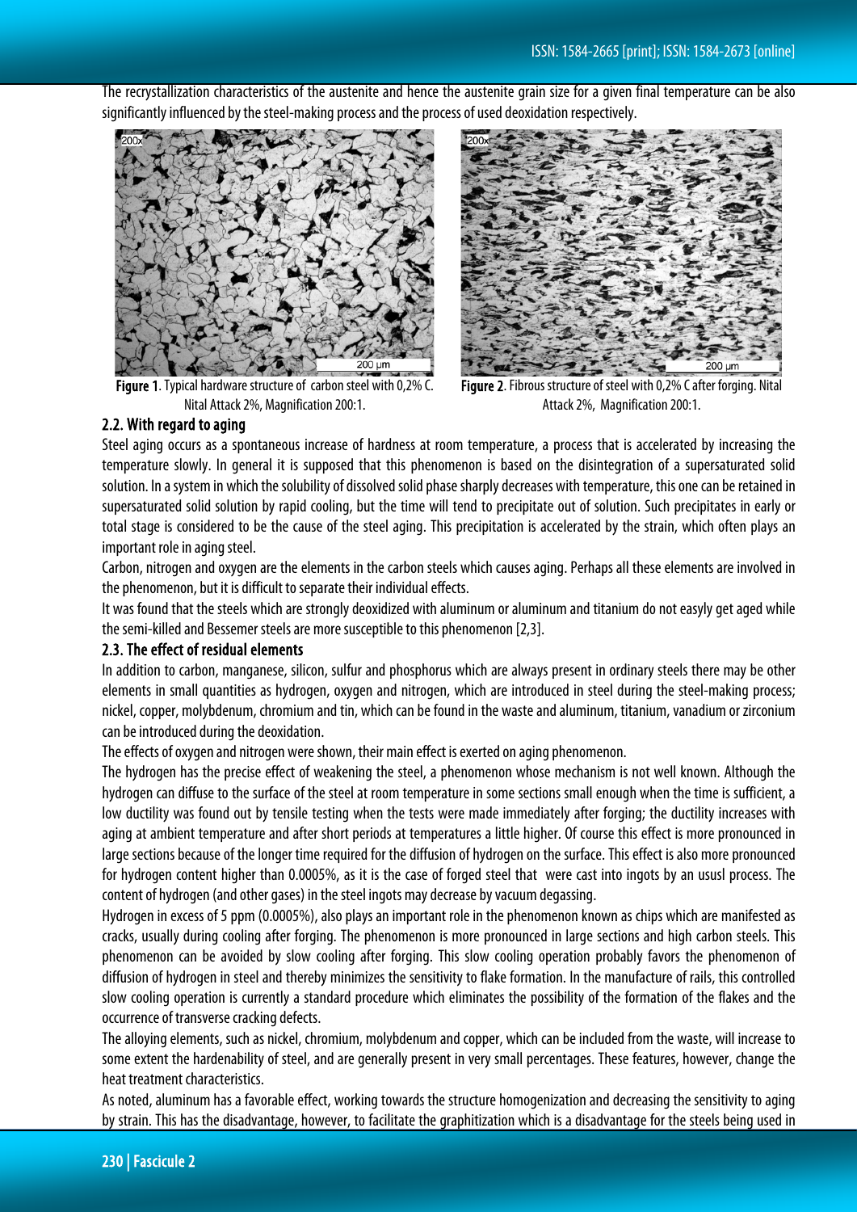The recrystallization characteristics of the austenite and hence the austenite grain size for a given final temperature can be also significantly influenced by the steel-making process and the process of used deoxidation respectively.

**Figure 1**. Typical hardware structure of carbon steel with 0,2% C. Nital Attack 2%, Magnification 200:1.

**Figure 2**. Fibrous structure of steel with 0,2% C after forging. Nital Attack 2%, Magnification 200:1.

### 2.2. With regard to aging

Steel aging occurs as a spontaneous increase of hardness at room temperature, a process that is accelerated by increasing the temperature slowly. In general it is supposed that this phenomenon is based on the disintegration of a supersaturated solid solution. In a system in which the solubility of dissolved solid phase sharply decreases with temperature, this one can be retained in supersaturated solid solution by rapid cooling, but the time will tend to precipitate out of solution. Such precipitates in early or total stage is considered to be the cause of the steel aging. This precipitation is accelerated by the strain, which often plays an important role in aging steel.

Carbon, nitrogen and oxygen are the elements in the carbon steels which causes aging. Perhaps all these elements are involved in the phenomenon, but it is difficult to separate their individual effects.

It was found that the steels which are strongly deoxidized with aluminum or aluminum and titanium do not easyly get aged while the semi-killed and Bessemer steels are more susceptible to this phenomenon [2,3].

### 2.3. The effect of residual elements

In addition to carbon, manganese, silicon, sulfur and phosphorus which are always present in ordinary steels there may be other elements in small quantities as hydrogen, oxygen and nitrogen, which are introduced in steel during the steel-making process; nickel, copper, molybdenum, chromium and tin, which can be found in the waste and aluminum, titanium, vanadium or zirconium can be introduced during the deoxidation.

The effects of oxygen and nitrogen were shown, their main effect is exerted on aging phenomenon.

The hydrogen has the precise effect of weakening the steel, a phenomenon whose mechanism is not well known. Although the hydrogen can diffuse to the surface of the steel at room temperature in some sections small enough when the time is sufficient, a low ductility was found out by tensile testing when the tests were made immediately after forging; the ductility increases with aging at ambient temperature and after short periods at temperatures a little higher. Of course this effect is more pronounced in large sections because of the longer time required for the diffusion of hydrogen on the surface. This effect is also more pronounced for hydrogen content higher than 0.0005%, as it is the case of forged steel that were cast into ingots by an ususl process. The content of hydrogen (and other gases) in the steel ingots may decrease by vacuum degassing.

Hydrogen in excess of 5 ppm (0.0005%), also plays an important role in the phenomenon known as chips which are manifested as cracks, usually during cooling after forging. The phenomenon is more pronounced in large sections and high carbon steels. This phenomenon can be avoided by slow cooling after forging. This slow cooling operation probably favors the phenomenon of diffusion of hydrogen in steel and thereby minimizes the sensitivity to flake formation. In the manufacture of rails, this controlled slow cooling operation is currently a standard procedure which eliminates the possibility of the formation of the flakes and the occurrence of transverse cracking defects.

The alloying elements, such as nickel, chromium, molybdenum and copper, which can be included from the waste, will increase to some extent the hardenability of steel, and are generally present in very small percentages. These features, however, change the heat treatment characteristics.

As noted, aluminum has a favorable effect, working towards the structure homogenization and decreasing the sensitivity to aging by strain. This has the disadvantage, however, to facilitate the graphitization which is a disadvantage for the steels being used in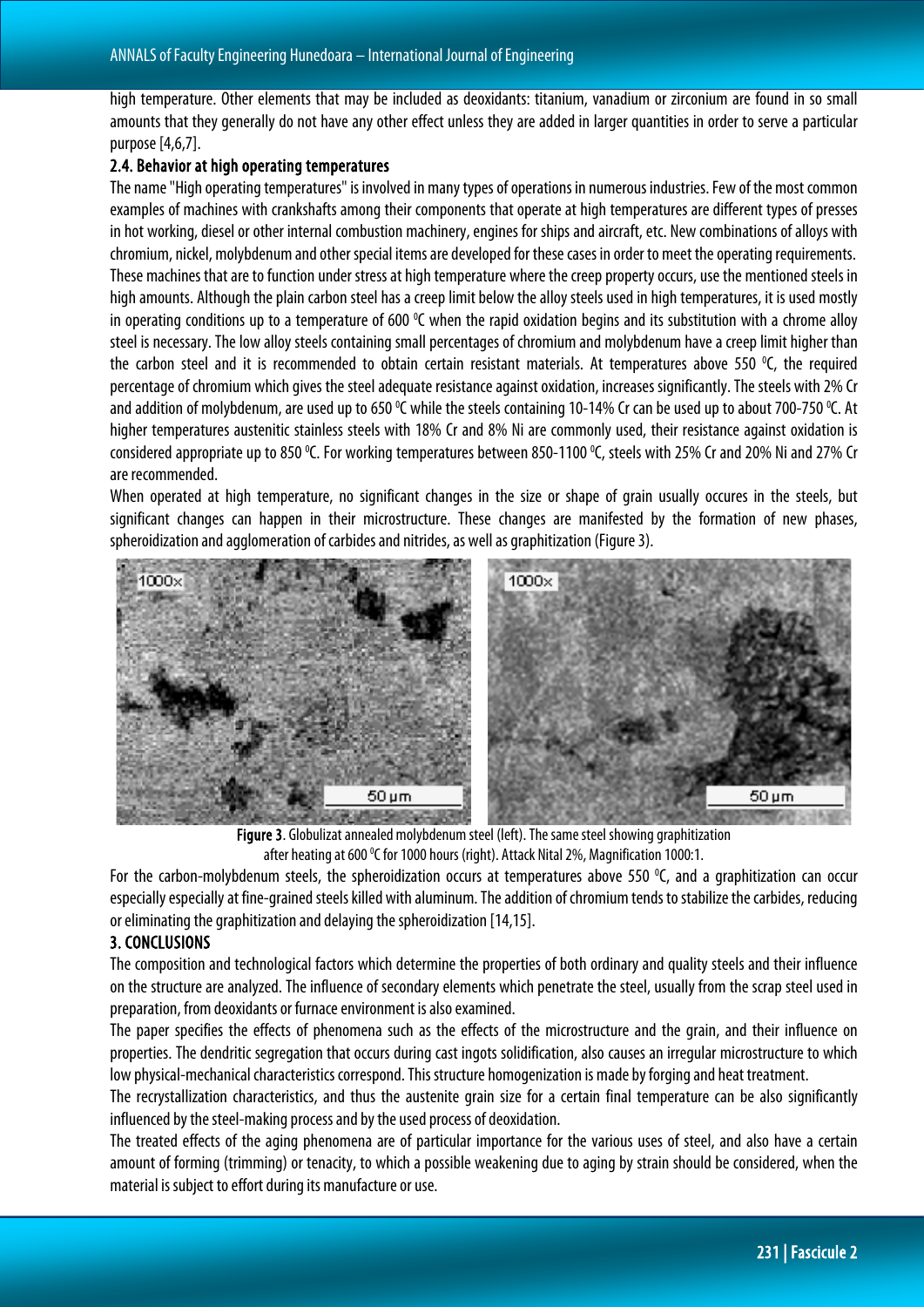high temperature. Other elements that may be included as deoxidants: titanium, vanadium or zirconium are found in so small amounts that they generally do not have any other effect unless they are added in larger quantities in order to serve a particular purpose [4,6,7].

### 2.4. Behavior at high operating temperatures

The name "High operating temperatures" is involved in many types of operations in numerous industries. Few of the most common examples of machines with crankshafts among their components that operate at high temperatures are different types of presses in hot working, diesel or other internal combustion machinery, engines for ships and aircraft, etc. New combinations of alloys with chromium, nickel, molybdenum and other special items are developed for these cases in order to meet the operating requirements. These machines that are to function under stress at high temperature where the creep property occurs, use the mentioned steels in high amounts. Although the plain carbon steel has a creep limit below the alloy steels used in high temperatures, it is used mostly in operating conditions up to a temperature of 600 $^0$C when the rapid oxidation begins and its substitution with a chrome alloy steel is necessary. The low alloy steels containing small percentages of chromium and molybdenum have a creep limit higher than the carbon steel and it is recommended to obtain certain resistant materials. At temperatures above 550 $^0$C, the required percentage of chromium which gives the steel adequate resistance against oxidation, increases significantly. The steels with 2% Cr and addition of molybdenum, are used up to 650 $^0$C while the steels containing 10-14% Cr can be used up to about 700-750 $^0$C. At higher temperatures austenitic stainless steels with 18% Cr and 8% Ni are commonly used, their resistance against oxidation is considered appropriate up to 850 $^0$C. For working temperatures between 850-1100 $^0$C, steels with 25% Cr and 20% Ni and 27% Cr are recommended.

When operated at high temperature, no significant changes in the size or shape of grain usually occures in the steels, but significant changes can happen in their microstructure. These changes are manifested by the formation of new phases, spheroidization and agglomeration of carbides and nitrides, as well as graphitization (Figure 3).

**Figure 3**. Globulizat annealed molybdenum steel (left). The same steel showing graphitization after heating at 600 $^0$C for 1000 hours (right). Attack Nital 2%, Magnification 1000:1.

For the carbon-molybdenum steels, the spheroidization occurs at temperatures above 550 $^0$C, and a graphitization can occur especially especially at fine-grained steels killed with aluminum. The addition of chromium tends to stabilize the carbides, reducing or eliminating the graphitization and delaying the spheroidization [14,15].

## 3. CONCLUSIONS

The composition and technological factors which determine the properties of both ordinary and quality steels and their influence on the structure are analyzed. The influence of secondary elements which penetrate the steel, usually from the scrap steel used in preparation, from deoxidants or furnace environment is also examined.

The paper specifies the effects of phenomena such as the effects of the microstructure and the grain, and their influence on properties. The dendritic segregation that occurs during cast ingots solidification, also causes an irregular microstructure to which low physical-mechanical characteristics correspond. This structure homogenization is made by forging and heat treatment.

The recrystallization characteristics, and thus the austenite grain size for a certain final temperature can be also significantly influenced by the steel-making process and by the used process of deoxidation.

The treated effects of the aging phenomena are of particular importance for the various uses of steel, and also have a certain amount of forming (trimming) or tenacity, to which a possible weakening due to aging by strain should be considered, when the material is subject to effort during its manufacture or use.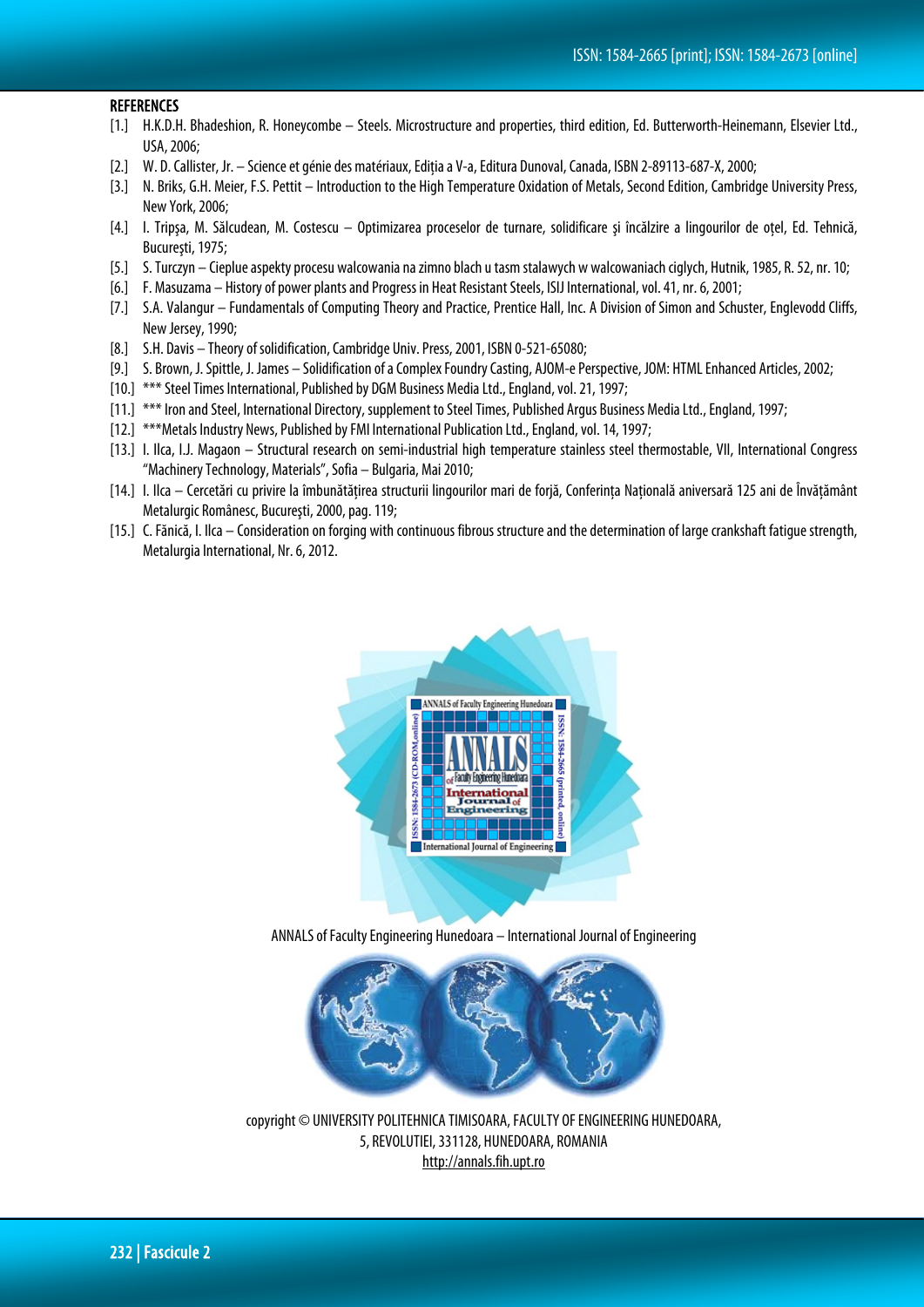**REFERENCES**

[1.] H.K.D.H. Bhadeshion, R. Honeycombe – Steels. Microstructure and properties, third edition, Ed. Butterworth-Heinemann, Elsevier Ltd., USA, 2006;

[2.] W. D. Callister, Jr. – Science et génie des matériaux, Ediția a V-a, Editura Dunoval, Canada, ISBN 2-89113-687-X, 2000;

[3.] N. Briks, G.H. Meier, F.S. Pettit – Introduction to the High Temperature Oxidation of Metals, Second Edition, Cambridge University Press, New York, 2006;

[4.] I. Tripşa, M. Sălcudean, M. Costescu – Optimizarea proceselor de turnare, solidificare şi încălzire a lingourilor de oțel, Ed. Tehnică, Bucureşti, 1975;

[5.] S. Turczyn – Cieplue aspekty procesu walcowania na zimno blach u tasm stalawych w walcowaniach ciglych, Hutnik, 1985, R. 52, nr. 10;

[6.] F. Masuzama – History of power plants and Progress in Heat Resistant Steels, ISIJ International, vol. 41, nr. 6, 2001;

[7.] S.A. Valangur – Fundamentals of Computing Theory and Practice, Prentice Hall, Inc. A Division of Simon and Schuster, Englevodd Cliffs, New Jersey, 1990;

[8.] S.H. Davis – Theory of solidification, Cambridge Univ. Press, 2001, ISBN 0-521-65080;

[9.] S. Brown, J. Spittle, J. James – Solidification of a Complex Foundry Casting, AJOM-e Perspective, JOM: HTML Enhanced Articles, 2002;

[10.] *** Steel Times International, Published by DGM Business Media Ltd., England, vol. 21, 1997;

[11.] *** Iron and Steel, International Directory, supplement to Steel Times, Published Argus Business Media Ltd., England, 1997;

[12.] ***Metals Industry News, Published by FMI International Publication Ltd., England, vol. 14, 1997;

[13.] I. Ilca, I.J. Magaon – Structural research on semi-industrial high temperature stainless steel thermostable, VII, International Congress "Machinery Technology, Materials", Sofia – Bulgaria, Mai 2010;

[14.] I. Ilca – Cercetări cu privire la îmbunătățirea structurii lingourilor mari de forjă, Conferința Națională aniversară 125 ani de Învățământ Metalurgic Românesc, Bucureşti, 2000, pag. 119;

[15.] C. Fănică, I. Ilca – Consideration on forging with continuous fibrous structure and the determination of large crankshaft fatigue strength, Metalurgia International, Nr. 6, 2012.

ANNALS of Faculty Engineering Hunedoara – International Journal of Engineering

copyright © UNIVERSITY POLITEHNICA TIMISOARA, FACULTY OF ENGINEERING HUNEDOARA,
5, REVOLUTIEI, 331128, HUNEDOARA, ROMANIA
http://annals.fih.upt.ro